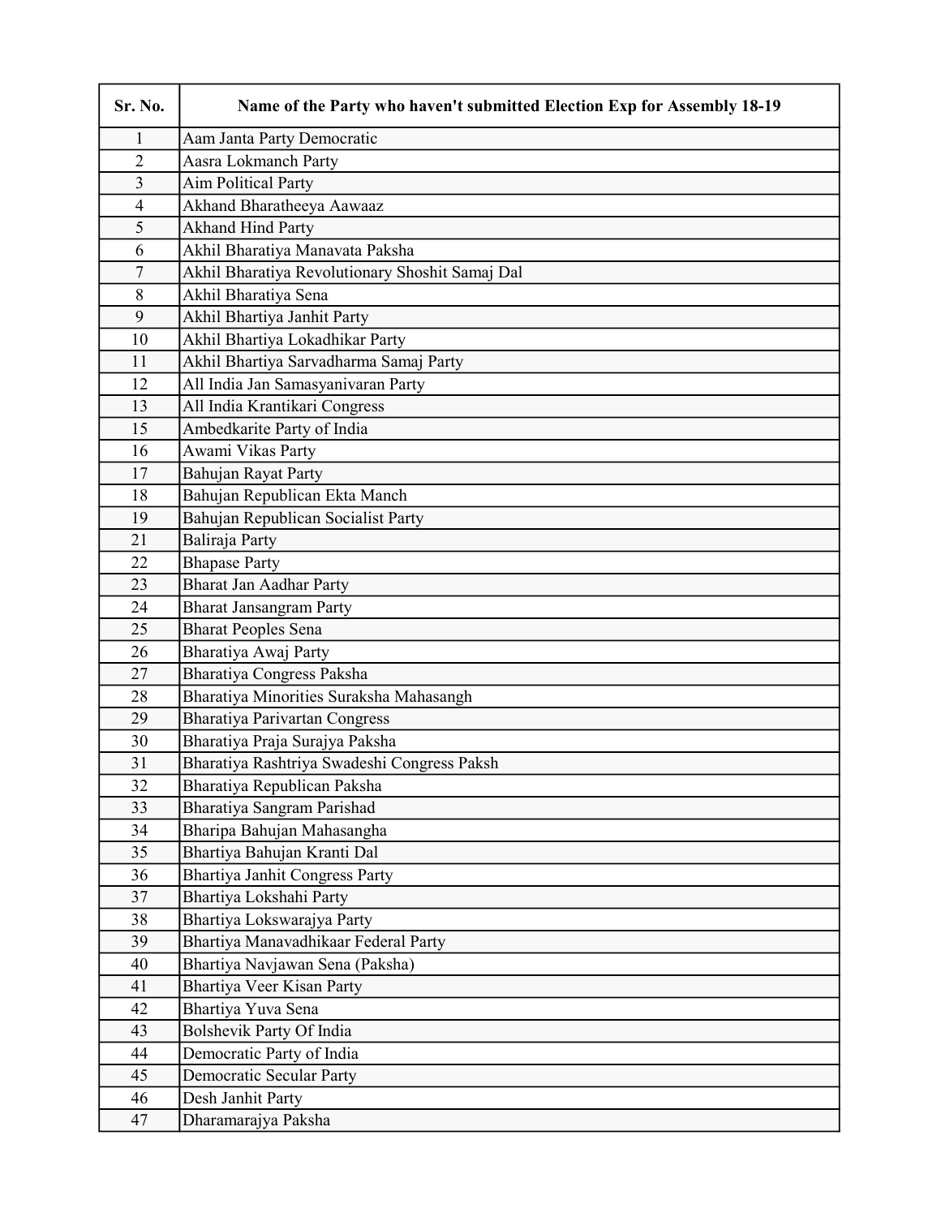| Sr. No. | Name of the Party who haven't submitted Election Exp for Assembly 18-19 |
|---|---|
| 1 | Aam Janta Party Democratic |
| 2 | Aasra Lokmanch Party |
| 3 | Aim Political Party |
| 4 | Akhand Bharatheeya Aawaaz |
| 5 | Akhand Hind Party |
| 6 | Akhil Bharatiya Manavata Paksha |
| 7 | Akhil Bharatiya Revolutionary Shoshit Samaj Dal |
| 8 | Akhil Bharatiya Sena |
| 9 | Akhil Bhartiya Janhit Party |
| 10 | Akhil Bhartiya Lokadhikar Party |
| 11 | Akhil Bhartiya Sarvadharma Samaj Party |
| 12 | All India Jan Samasyanivaran Party |
| 13 | All India Krantikari Congress |
| 15 | Ambedkarite Party of India |
| 16 | Awami Vikas Party |
| 17 | Bahujan Rayat Party |
| 18 | Bahujan Republican Ekta Manch |
| 19 | Bahujan Republican Socialist Party |
| 21 | Baliraja Party |
| 22 | Bhapase Party |
| 23 | Bharat Jan Aadhar Party |
| 24 | Bharat Jansangram Party |
| 25 | Bharat Peoples Sena |
| 26 | Bharatiya Awaj Party |
| 27 | Bharatiya Congress Paksha |
| 28 | Bharatiya Minorities Suraksha Mahasangh |
| 29 | Bharatiya Parivartan Congress |
| 30 | Bharatiya Praja Surajya Paksha |
| 31 | Bharatiya Rashtriya Swadeshi Congress Paksh |
| 32 | Bharatiya Republican Paksha |
| 33 | Bharatiya Sangram Parishad |
| 34 | Bharipa Bahujan Mahasangha |
| 35 | Bhartiya Bahujan Kranti Dal |
| 36 | Bhartiya Janhit Congress Party |
| 37 | Bhartiya Lokshahi Party |
| 38 | Bhartiya Lokswarajya Party |
| 39 | Bhartiya Manavadhikaar Federal Party |
| 40 | Bhartiya Navjawan Sena (Paksha) |
| 41 | Bhartiya Veer Kisan Party |
| 42 | Bhartiya Yuva Sena |
| 43 | Bolshevik Party Of India |
| 44 | Democratic Party of India |
| 45 | Democratic Secular Party |
| 46 | Desh Janhit Party |
| 47 | Dharamarajya Paksha |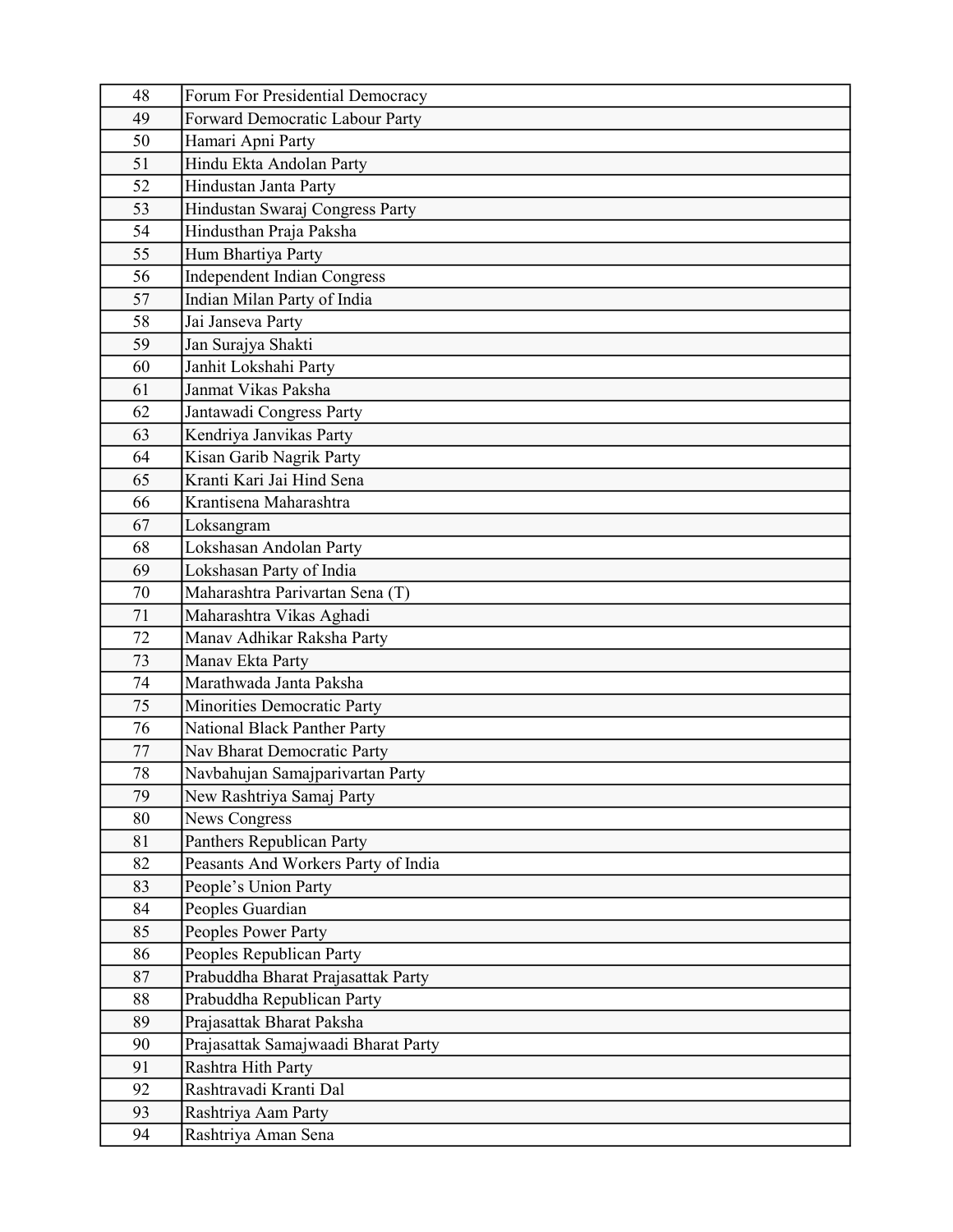| | |
|---|---|
| 48 | Forum For Presidential Democracy |
| 49 | Forward Democratic Labour Party |
| 50 | Hamari Apni Party |
| 51 | Hindu Ekta Andolan Party |
| 52 | Hindustan Janta Party |
| 53 | Hindustan Swaraj Congress Party |
| 54 | Hindusthan Praja Paksha |
| 55 | Hum Bhartiya Party |
| 56 | Independent Indian Congress |
| 57 | Indian Milan Party of India |
| 58 | Jai Janseva Party |
| 59 | Jan Surajya Shakti |
| 60 | Janhit Lokshahi Party |
| 61 | Janmat Vikas Paksha |
| 62 | Jantawadi Congress Party |
| 63 | Kendriya Janvikas Party |
| 64 | Kisan Garib Nagrik Party |
| 65 | Kranti Kari Jai Hind Sena |
| 66 | Krantisena Maharashtra |
| 67 | Loksangram |
| 68 | Lokshasan Andolan Party |
| 69 | Lokshasan Party of India |
| 70 | Maharashtra Parivartan Sena (T) |
| 71 | Maharashtra Vikas Aghadi |
| 72 | Manav Adhikar Raksha Party |
| 73 | Manav Ekta Party |
| 74 | Marathwada Janta Paksha |
| 75 | Minorities Democratic Party |
| 76 | National Black Panther Party |
| 77 | Nav Bharat Democratic Party |
| 78 | Navbahujan Samajparivartan Party |
| 79 | New Rashtriya Samaj Party |
| 80 | News Congress |
| 81 | Panthers Republican Party |
| 82 | Peasants And Workers Party of India |
| 83 | People's Union Party |
| 84 | Peoples Guardian |
| 85 | Peoples Power Party |
| 86 | Peoples Republican Party |
| 87 | Prabuddha Bharat Prajasattak Party |
| 88 | Prabuddha Republican Party |
| 89 | Prajasattak Bharat Paksha |
| 90 | Prajasattak Samajwaadi Bharat Party |
| 91 | Rashtra Hith Party |
| 92 | Rashtravadi Kranti Dal |
| 93 | Rashtriya Aam Party |
| 94 | Rashtriya Aman Sena |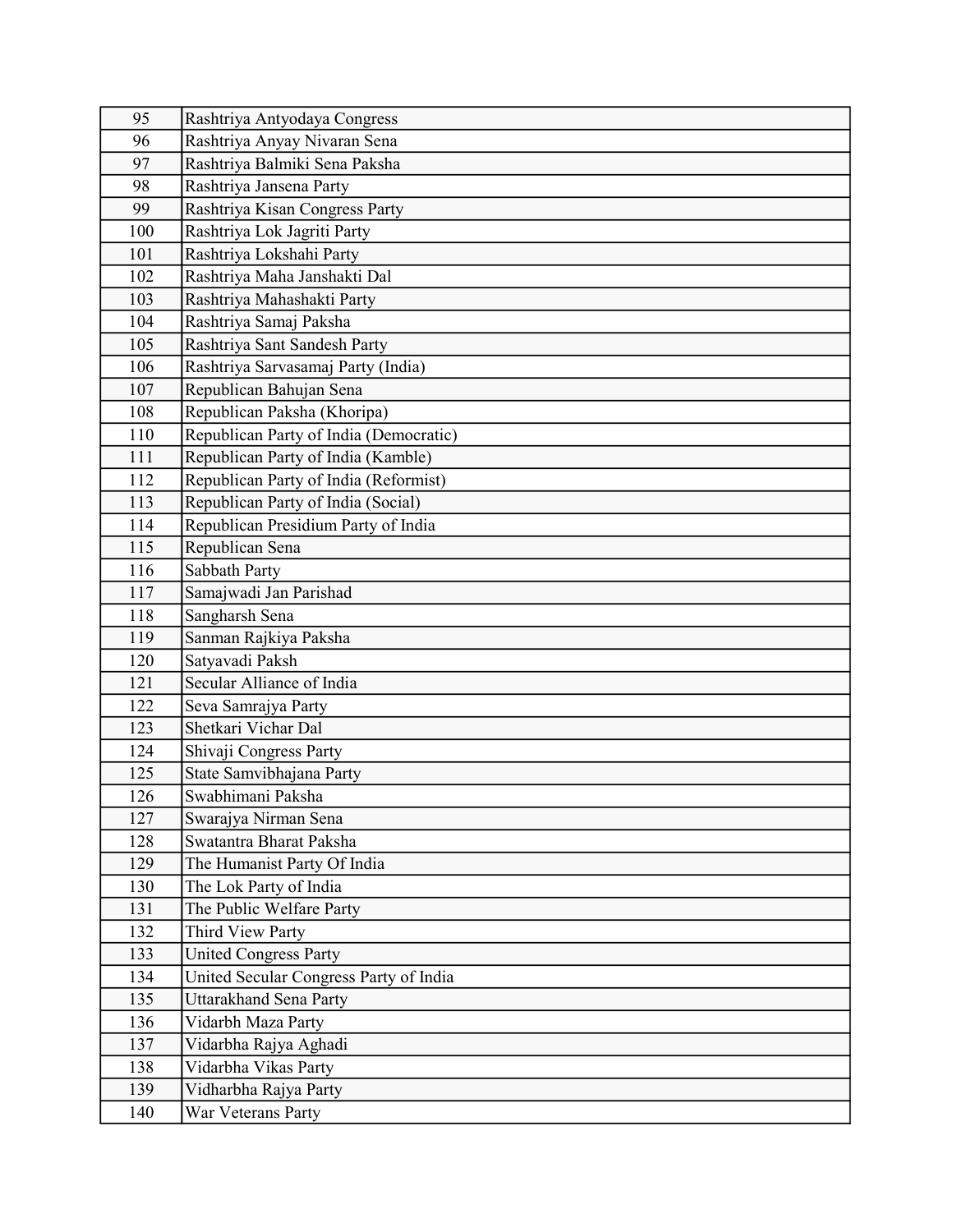| | |
|---|---|
| 95 | Rashtriya Antyodaya Congress |
| 96 | Rashtriya Anyay Nivaran Sena |
| 97 | Rashtriya Balmiki Sena Paksha |
| 98 | Rashtriya Jansena Party |
| 99 | Rashtriya Kisan Congress Party |
| 100 | Rashtriya Lok Jagriti Party |
| 101 | Rashtriya Lokshahi Party |
| 102 | Rashtriya Maha Janshakti Dal |
| 103 | Rashtriya Mahashakti Party |
| 104 | Rashtriya Samaj Paksha |
| 105 | Rashtriya Sant Sandesh Party |
| 106 | Rashtriya Sarvasamaj Party (India) |
| 107 | Republican Bahujan Sena |
| 108 | Republican Paksha (Khoripa) |
| 110 | Republican Party of India (Democratic) |
| 111 | Republican Party of India (Kamble) |
| 112 | Republican Party of India (Reformist) |
| 113 | Republican Party of India (Social) |
| 114 | Republican Presidium Party of India |
| 115 | Republican Sena |
| 116 | Sabbath Party |
| 117 | Samajwadi Jan Parishad |
| 118 | Sangharsh Sena |
| 119 | Sanman Rajkiya Paksha |
| 120 | Satyavadi Paksh |
| 121 | Secular Alliance of India |
| 122 | Seva Samrajya Party |
| 123 | Shetkari Vichar Dal |
| 124 | Shivaji Congress Party |
| 125 | State Samvibhajana Party |
| 126 | Swabhimani Paksha |
| 127 | Swarajya Nirman Sena |
| 128 | Swatantra Bharat Paksha |
| 129 | The Humanist Party Of India |
| 130 | The Lok Party of India |
| 131 | The Public Welfare Party |
| 132 | Third View Party |
| 133 | United Congress Party |
| 134 | United Secular Congress Party of India |
| 135 | Uttarakhand Sena Party |
| 136 | Vidarbh Maza Party |
| 137 | Vidarbha Rajya Aghadi |
| 138 | Vidarbha Vikas Party |
| 139 | Vidharbha Rajya Party |
| 140 | War Veterans Party |